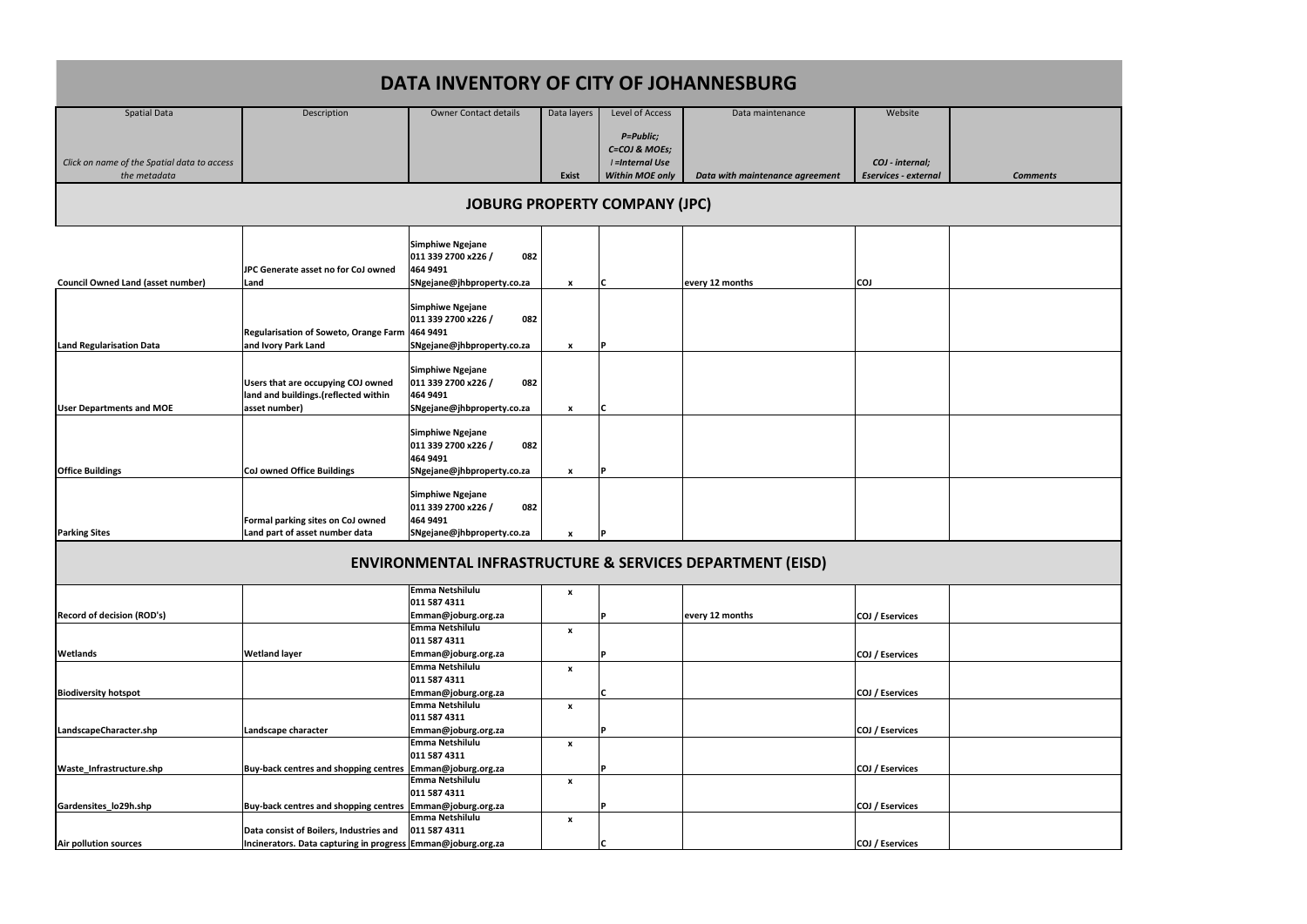# DATA INVENTORY OF CITY OF JOHANNESBURG

| Spatial Data<br><br>*Click on name of the Spatial data to access the metadata* | Description | Owner Contact details | Data layers<br><br>**Exist** | Level of Access<br><br>*P=Public; C=COJ & MOEs; I =Internal Use Within MOE only* | Data maintenance<br><br>*Data with maintenance agreement* | Website<br><br>*COJ - internal; Eservices - external* | *Comments* |
|---|---|---|---|---|---|---|---|
| **JOBURG PROPERTY COMPANY (JPC)** | | | | | | | |
| **Council Owned Land (asset number)** | JPC Generate asset no for CoJ owned Land | Simphiwe Ngejane 011 339 2700 x226 / 082 464 9491 SNgejane@jhbproperty.co.za | x | C | every 12 months | COJ | |
| **Land Regularisation Data** | Regularisation of Soweto, Orange Farm and Ivory Park Land | Simphiwe Ngejane 011 339 2700 x226 / 082 464 9491 SNgejane@jhbproperty.co.za | x | P | | | |
| **User Departments and MOE** | Users that are occupying COJ owned land and buildings.(reflected within asset number) | Simphiwe Ngejane 011 339 2700 x226 / 082 464 9491 SNgejane@jhbproperty.co.za | x | C | | | |
| **Office Buildings** | CoJ owned Office Buildings | Simphiwe Ngejane 011 339 2700 x226 / 082 464 9491 SNgejane@jhbproperty.co.za | x | P | | | |
| **Parking Sites** | Formal parking sites on CoJ owned Land part of asset number data | Simphiwe Ngejane 011 339 2700 x226 / 082 464 9491 SNgejane@jhbproperty.co.za | x | P | | | |
| **ENVIRONMENTAL INFRASTRUCTURE & SERVICES DEPARTMENT (EISD)** | | | | | | | |
| **Record of decision (ROD's)** | | Emma Netshilulu 011 587 4311 Emman@joburg.org.za | x | P | every 12 months | COJ / Eservices | |
| **Wetlands** | Wetland layer | Emma Netshilulu 011 587 4311 Emman@joburg.org.za | x | P | | COJ / Eservices | |
| **Biodiversity hotspot** | | Emma Netshilulu 011 587 4311 Emman@joburg.org.za | x | C | | COJ / Eservices | |
| **LandscapeCharacter.shp** | Landscape character | Emma Netshilulu 011 587 4311 Emman@joburg.org.za | x | P | | COJ / Eservices | |
| **Waste_Infrastructure.shp** | Buy-back centres and shopping centres | Emma Netshilulu 011 587 4311 Emman@joburg.org.za | x | P | | COJ / Eservices | |
| **Gardensites_lo29h.shp** | Buy-back centres and shopping centres | Emma Netshilulu 011 587 4311 Emman@joburg.org.za | x | P | | COJ / Eservices | |
| **Air pollution sources** | Data consist of Boilers, Industries and Incinerators. Data capturing in progress | Emma Netshilulu 011 587 4311 Emman@joburg.org.za | x | C | | COJ / Eservices | |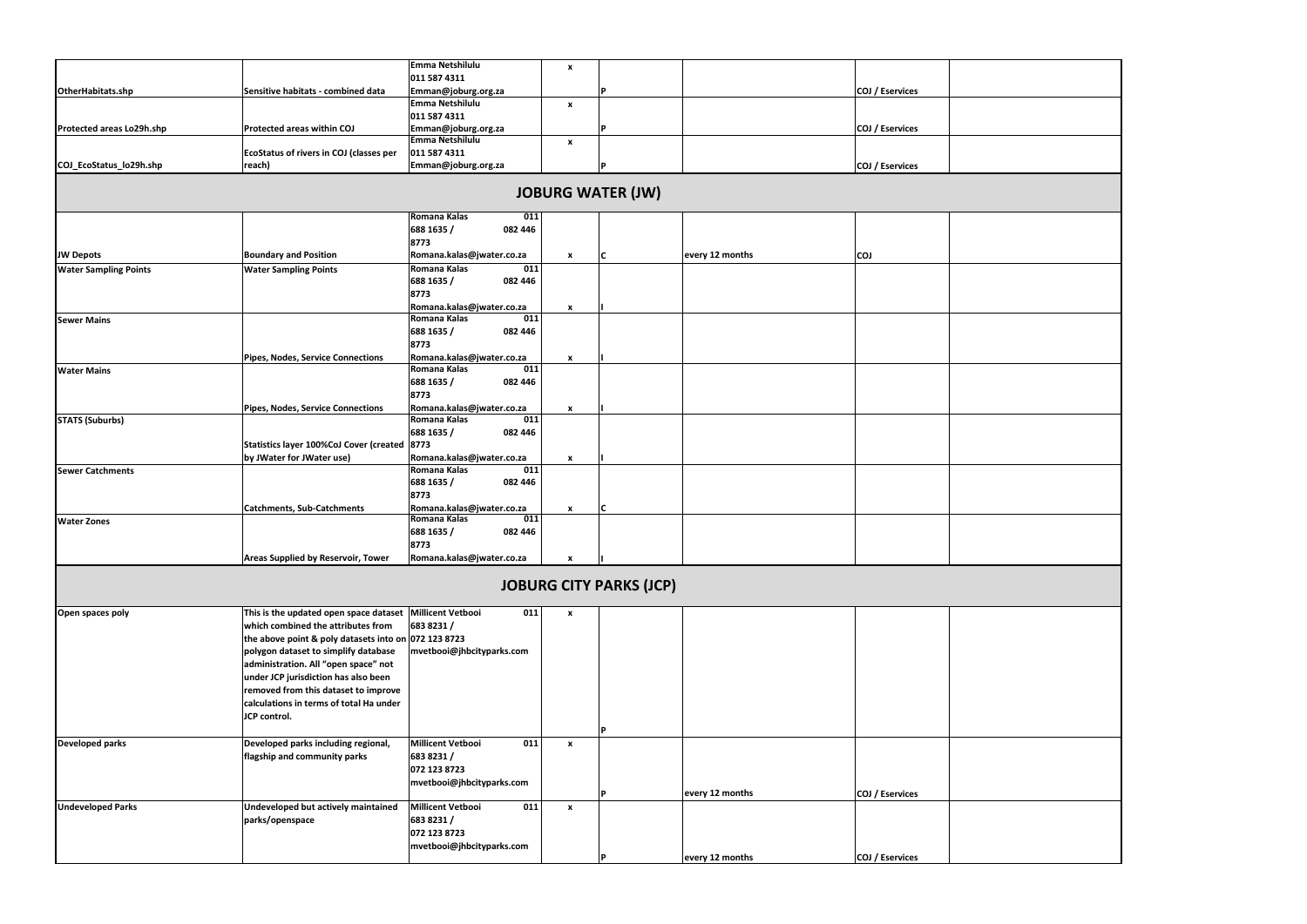| | | | | | | | |
|---|---|---|---|---|---|---|---|
| OtherHabitats.shp | Sensitive habitats - combined data | Emma Netshilulu 011 587 4311 Emman@joburg.org.za | x | P | | COJ / Eservices | |
| Protected areas Lo29h.shp | Protected areas within COJ | Emma Netshilulu 011 587 4311 Emman@joburg.org.za | x | P | | COJ / Eservices | |
| COJ_EcoStatus_lo29h.shp | EcoStatus of rivers in COJ (classes per reach) | Emma Netshilulu 011 587 4311 Emman@joburg.org.za | x | P | | COJ / Eservices | |
| **JOBURG WATER (JW)** | | | | | | | |
| JW Depots | Boundary and Position | Romana Kalas 011 688 1635 / 082 446 8773 Romana.kalas@jwater.co.za | x | C | every 12 months | COJ | |
| Water Sampling Points | Water Sampling Points | Romana Kalas 011 688 1635 / 082 446 8773 Romana.kalas@jwater.co.za | x | I | | | |
| Sewer Mains | Pipes, Nodes, Service Connections | Romana Kalas 011 688 1635 / 082 446 8773 Romana.kalas@jwater.co.za | x | I | | | |
| Water Mains | Pipes, Nodes, Service Connections | Romana Kalas 011 688 1635 / 082 446 8773 Romana.kalas@jwater.co.za | x | I | | | |
| STATS (Suburbs) | Statistics layer 100%CoJ Cover (created by JWater for JWater use) | Romana Kalas 011 688 1635 / 082 446 8773 Romana.kalas@jwater.co.za | x | I | | | |
| Sewer Catchments | Catchments, Sub-Catchments | Romana Kalas 011 688 1635 / 082 446 8773 Romana.kalas@jwater.co.za | x | C | | | |
| Water Zones | Areas Supplied by Reservoir, Tower | Romana Kalas 011 688 1635 / 082 446 8773 Romana.kalas@jwater.co.za | x | I | | | |
| **JOBURG CITY PARKS (JCP)** | | | | | | | |
| Open spaces poly | This is the updated open space dataset which combined the attributes from the above point & poly datasets into on polygon dataset to simplify database administration. All "open space" not under JCP jurisdiction has also been removed from this dataset to improve calculations in terms of total Ha under JCP control. | Millicent Vetbooi 011 683 8231 / 072 123 8723 mvetbooi@jhbcityparks.com | x | P | | | |
| Developed parks | Developed parks including regional, flagship and community parks | Millicent Vetbooi 011 683 8231 / 072 123 8723 mvetbooi@jhbcityparks.com | x | P | every 12 months | COJ / Eservices | |
| Undeveloped Parks | Undeveloped but actively maintained parks/openspace | Millicent Vetbooi 011 683 8231 / 072 123 8723 mvetbooi@jhbcityparks.com | x | P | every 12 months | COJ / Eservices | |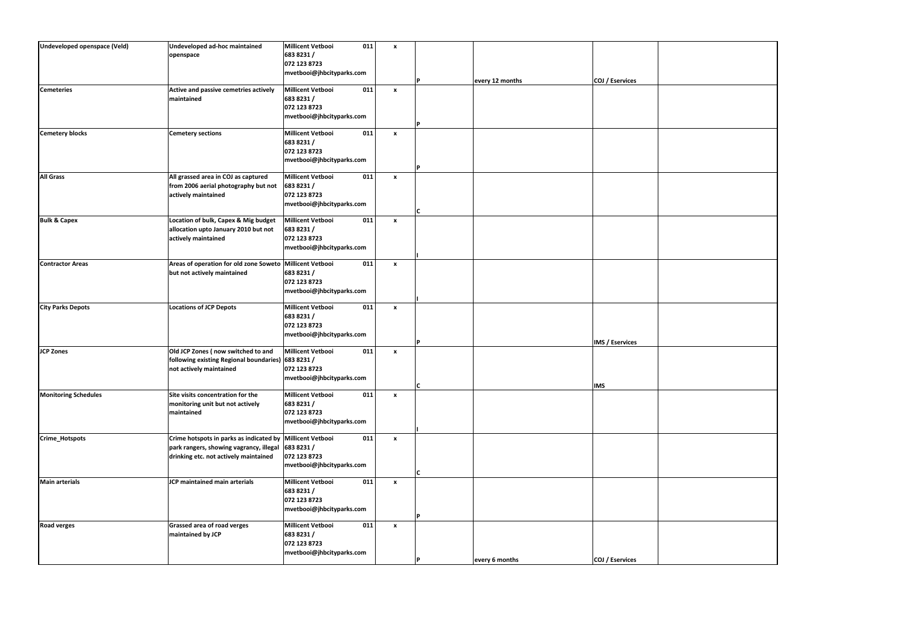| | | | | | | | |
|---|---|---|---|---|---|---|---|
| **Undeveloped openspace (Veld)** | **Undeveloped ad-hoc maintained openspace** | **Millicent Vetbooi 011 683 8231 / 072 123 8723 mvetbooi@jhbcityparks.com** | **x** | **P** | **every 12 months** | **COJ / Eservices** | |
| **Cemeteries** | **Active and passive cemetries actively maintained** | **Millicent Vetbooi 011 683 8231 / 072 123 8723 mvetbooi@jhbcityparks.com** | **x** | **P** | | | |
| **Cemetery blocks** | **Cemetery sections** | **Millicent Vetbooi 011 683 8231 / 072 123 8723 mvetbooi@jhbcityparks.com** | **x** | **P** | | | |
| **All Grass** | **All grassed area in COJ as captured from 2006 aerial photography but not actively maintained** | **Millicent Vetbooi 011 683 8231 / 072 123 8723 mvetbooi@jhbcityparks.com** | **x** | **C** | | | |
| **Bulk & Capex** | **Location of bulk, Capex & Mig budget allocation upto January 2010 but not actively maintained** | **Millicent Vetbooi 011 683 8231 / 072 123 8723 mvetbooi@jhbcityparks.com** | **x** | **I** | | | |
| **Contractor Areas** | **Areas of operation for old zone Soweto but not actively maintained** | **Millicent Vetbooi 011 683 8231 / 072 123 8723 mvetbooi@jhbcityparks.com** | **x** | **I** | | | |
| **City Parks Depots** | **Locations of JCP Depots** | **Millicent Vetbooi 011 683 8231 / 072 123 8723 mvetbooi@jhbcityparks.com** | **x** | **P** | | **IMS / Eservices** | |
| **JCP Zones** | **Old JCP Zones ( now switched to and following existing Regional boundaries) not actively maintained** | **Millicent Vetbooi 011 683 8231 / 072 123 8723 mvetbooi@jhbcityparks.com** | **x** | **C** | | **IMS** | |
| **Monitoring Schedules** | **Site visits concentration for the monitoring unit but not actively maintained** | **Millicent Vetbooi 011 683 8231 / 072 123 8723 mvetbooi@jhbcityparks.com** | **x** | **I** | | | |
| **Crime_Hotspots** | **Crime hotspots in parks as indicated by park rangers, showing vagrancy, illegal drinking etc. not actively maintained** | **Millicent Vetbooi 011 683 8231 / 072 123 8723 mvetbooi@jhbcityparks.com** | **x** | **C** | | | |
| **Main arterials** | **JCP maintained main arterials** | **Millicent Vetbooi 011 683 8231 / 072 123 8723 mvetbooi@jhbcityparks.com** | **x** | **P** | | | |
| **Road verges** | **Grassed area of road verges maintained by JCP** | **Millicent Vetbooi 011 683 8231 / 072 123 8723 mvetbooi@jhbcityparks.com** | **x** | **P** | **every 6 months** | **COJ / Eservices** | |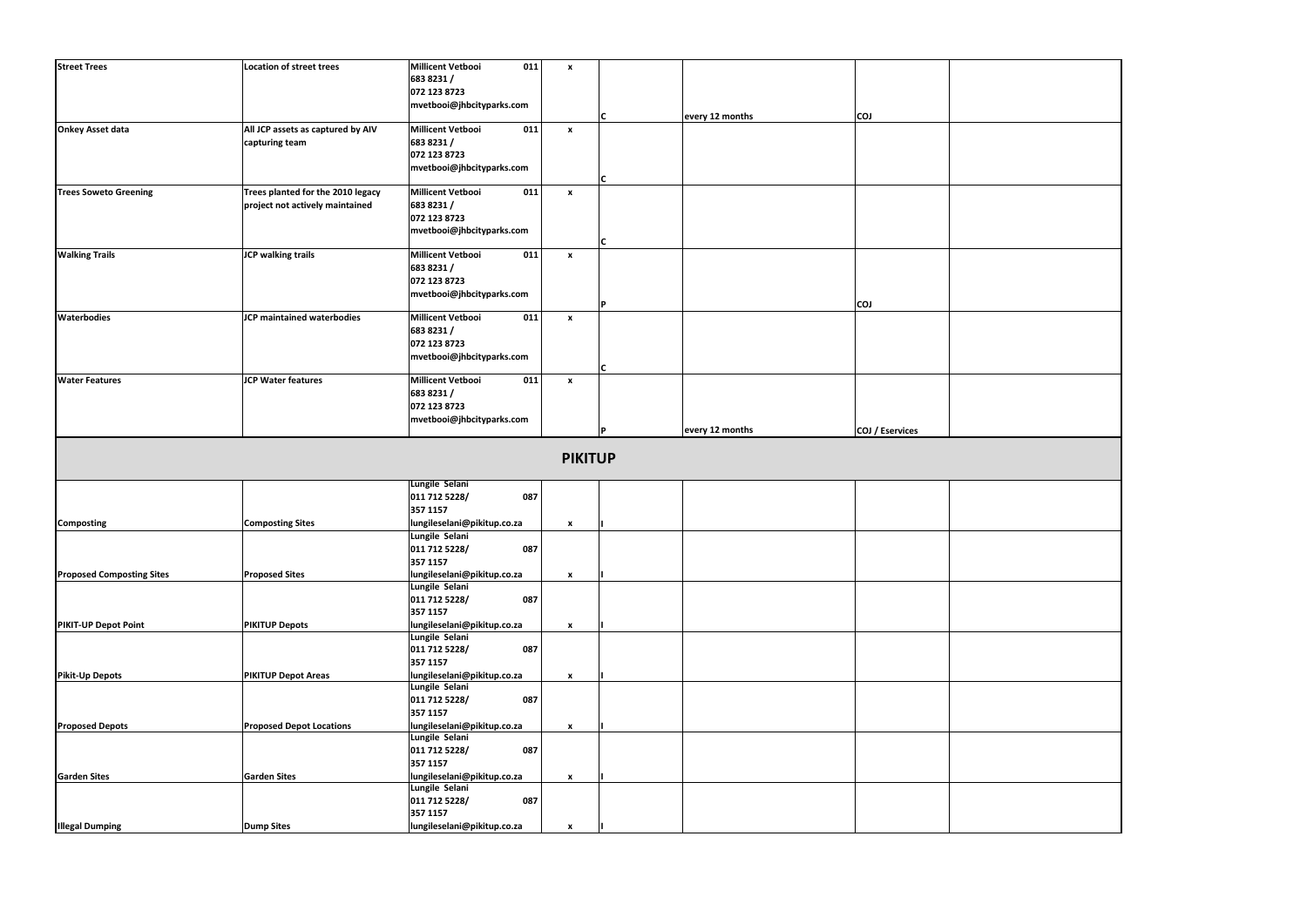| | | | | | | | |
|---|---|---|---|---|---|---|---|
| **Street Trees** | **Location of street trees** | **Millicent Vetbooi 011 683 8231 / 072 123 8723 mvetbooi@jhbcityparks.com** | **x** | **C** | **every 12 months** | **COJ** | |
| **Onkey Asset data** | **All JCP assets as captured by AIV capturing team** | **Millicent Vetbooi 011 683 8231 / 072 123 8723 mvetbooi@jhbcityparks.com** | **x** | **C** | | | |
| **Trees Soweto Greening** | **Trees planted for the 2010 legacy project not actively maintained** | **Millicent Vetbooi 011 683 8231 / 072 123 8723 mvetbooi@jhbcityparks.com** | **x** | **C** | | | |
| **Walking Trails** | **JCP walking trails** | **Millicent Vetbooi 011 683 8231 / 072 123 8723 mvetbooi@jhbcityparks.com** | **x** | **P** | | **COJ** | |
| **Waterbodies** | **JCP maintained waterbodies** | **Millicent Vetbooi 011 683 8231 / 072 123 8723 mvetbooi@jhbcityparks.com** | **x** | **C** | | | |
| **Water Features** | **JCP Water features** | **Millicent Vetbooi 011 683 8231 / 072 123 8723 mvetbooi@jhbcityparks.com** | **x** | **P** | **every 12 months** | **COJ / Eservices** | |
| | | | **PIKITUP** | | | | |
| **Composting** | **Composting Sites** | **Lungile Selani 011 712 5228/ 087 357 1157 lungileselani@pikitup.co.za** | **x** | **I** | | | |
| **Proposed Composting Sites** | **Proposed Sites** | **Lungile Selani 011 712 5228/ 087 357 1157 lungileselani@pikitup.co.za** | **x** | **I** | | | |
| **PIKIT-UP Depot Point** | **PIKITUP Depots** | **Lungile Selani 011 712 5228/ 087 357 1157 lungileselani@pikitup.co.za** | **x** | **I** | | | |
| **Pikit-Up Depots** | **PIKITUP Depot Areas** | **Lungile Selani 011 712 5228/ 087 357 1157 lungileselani@pikitup.co.za** | **x** | **I** | | | |
| **Proposed Depots** | **Proposed Depot Locations** | **Lungile Selani 011 712 5228/ 087 357 1157 lungileselani@pikitup.co.za** | **x** | **I** | | | |
| **Garden Sites** | **Garden Sites** | **Lungile Selani 011 712 5228/ 087 357 1157 lungileselani@pikitup.co.za** | **x** | **I** | | | |
| **Illegal Dumping** | **Dump Sites** | **Lungile Selani 011 712 5228/ 087 357 1157 lungileselani@pikitup.co.za** | **x** | **I** | | | |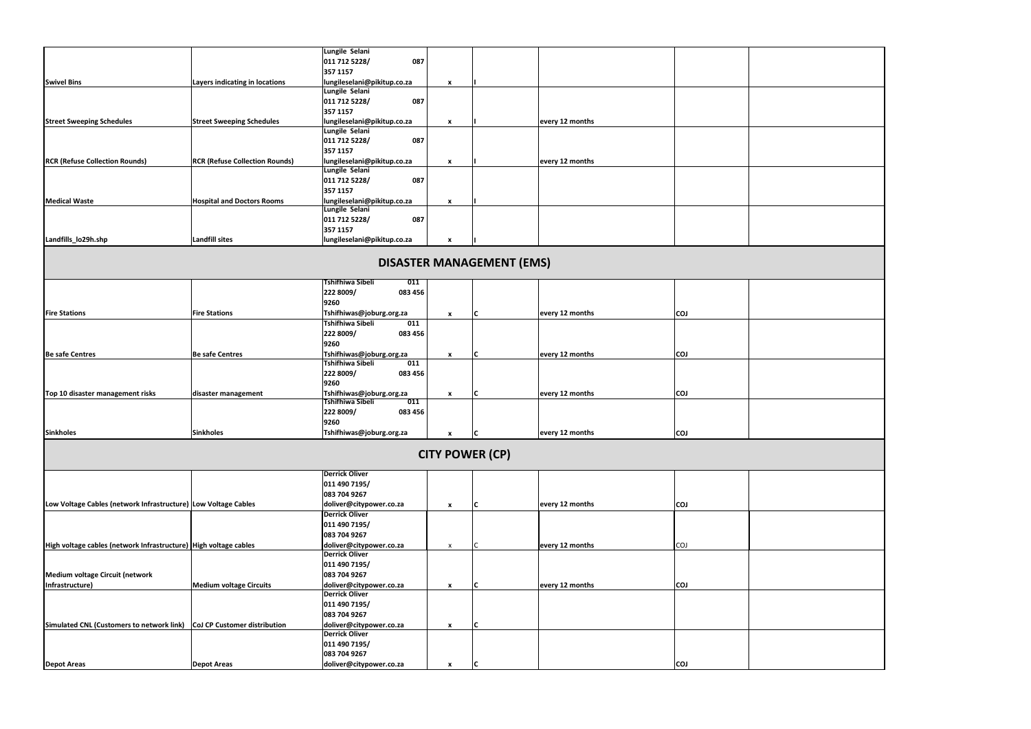| | | | | | | | |
|---|---|---|---|---|---|---|---|
| Swivel Bins | Layers indicating in locations | Lungile Selani 011 712 5228/ 087 357 1157 lungileselani@pikitup.co.za | x | I | | | |
| Street Sweeping Schedules | Street Sweeping Schedules | Lungile Selani 011 712 5228/ 087 357 1157 lungileselani@pikitup.co.za | x | I | every 12 months | | |
| RCR (Refuse Collection Rounds) | RCR (Refuse Collection Rounds) | Lungile Selani 011 712 5228/ 087 357 1157 lungileselani@pikitup.co.za | x | I | every 12 months | | |
| Medical Waste | Hospital and Doctors Rooms | Lungile Selani 011 712 5228/ 087 357 1157 lungileselani@pikitup.co.za | x | I | | | |
| Landfills_lo29h.shp | Landfill sites | Lungile Selani 011 712 5228/ 087 357 1157 lungileselani@pikitup.co.za | x | I | | | |
| **DISASTER MANAGEMENT (EMS)** | | | | | | | |
| Fire Stations | Fire Stations | Tshifhiwa Sibeli 011 222 8009/ 083 456 9260 Tshifhiwas@joburg.org.za | x | C | every 12 months | COJ | |
| Be safe Centres | Be safe Centres | Tshifhiwa Sibeli 011 222 8009/ 083 456 9260 Tshifhiwas@joburg.org.za | x | C | every 12 months | COJ | |
| Top 10 disaster management risks | disaster management | Tshifhiwa Sibeli 011 222 8009/ 083 456 9260 Tshifhiwas@joburg.org.za | x | C | every 12 months | COJ | |
| Sinkholes | Sinkholes | Tshifhiwa Sibeli 011 222 8009/ 083 456 9260 Tshifhiwas@joburg.org.za | x | C | every 12 months | COJ | |
| **CITY POWER (CP)** | | | | | | | |
| Low Voltage Cables (network Infrastructure) | Low Voltage Cables | Derrick Oliver 011 490 7195/ 083 704 9267 doliver@citypower.co.za | x | C | every 12 months | COJ | |
| High voltage cables (network Infrastructure) | High voltage cables | Derrick Oliver 011 490 7195/ 083 704 9267 doliver@citypower.co.za | x | C | every 12 months | COJ | |
| Medium voltage Circuit (network Infrastructure) | Medium voltage Circuits | Derrick Oliver 011 490 7195/ 083 704 9267 doliver@citypower.co.za | x | C | every 12 months | COJ | |
| Simulated CNL (Customers to network link) | CoJ CP Customer distribution | Derrick Oliver 011 490 7195/ 083 704 9267 doliver@citypower.co.za | x | C | | | |
| Depot Areas | Depot Areas | Derrick Oliver 011 490 7195/ 083 704 9267 doliver@citypower.co.za | x | C | | COJ | |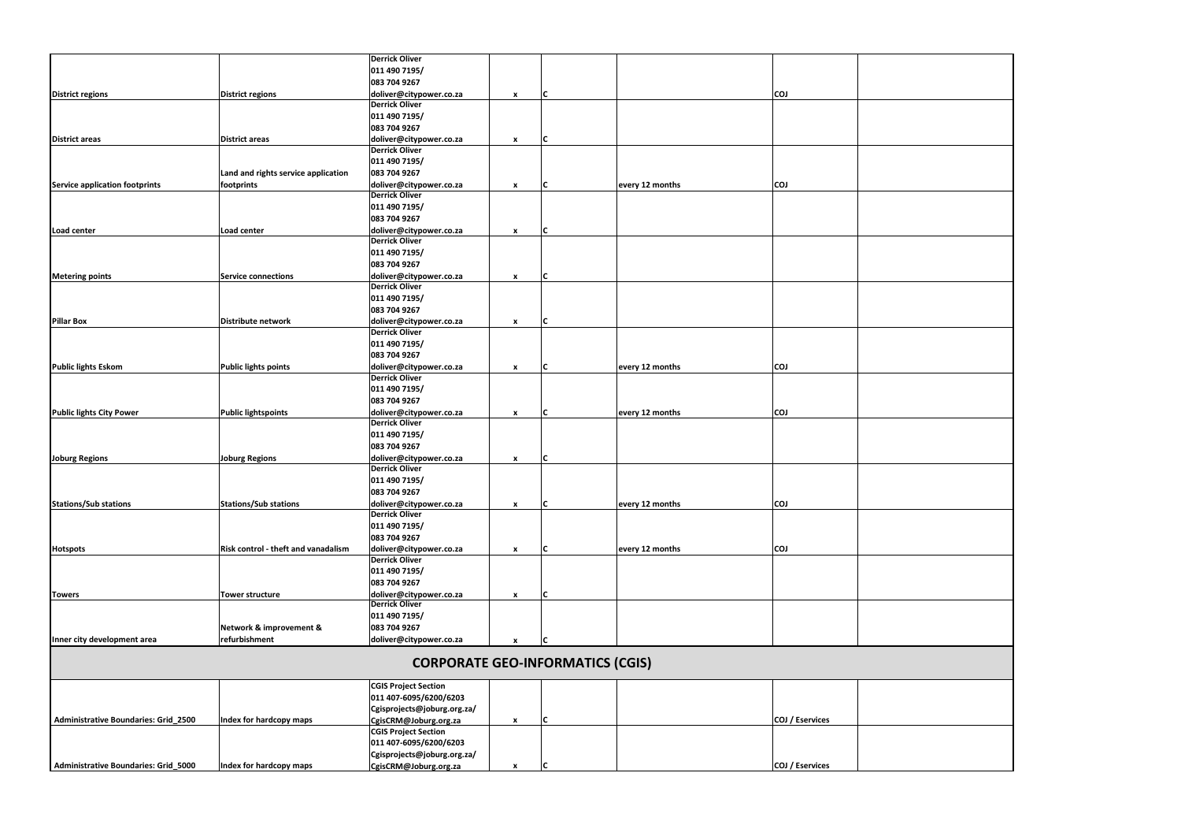| | | | | | | | |
|---|---|---|---|---|---|---|---|
| District regions | District regions | Derrick Oliver 011 490 7195/ 083 704 9267 doliver@citypower.co.za | x | C | | COJ | |
| District areas | District areas | Derrick Oliver 011 490 7195/ 083 704 9267 doliver@citypower.co.za | x | C | | | |
| Service application footprints | Land and rights service application footprints | Derrick Oliver 011 490 7195/ 083 704 9267 doliver@citypower.co.za | x | C | every 12 months | COJ | |
| Load center | Load center | Derrick Oliver 011 490 7195/ 083 704 9267 doliver@citypower.co.za | x | C | | | |
| Metering points | Service connections | Derrick Oliver 011 490 7195/ 083 704 9267 doliver@citypower.co.za | x | C | | | |
| Pillar Box | Distribute network | Derrick Oliver 011 490 7195/ 083 704 9267 doliver@citypower.co.za | x | C | | | |
| Public lights Eskom | Public lights points | Derrick Oliver 011 490 7195/ 083 704 9267 doliver@citypower.co.za | x | C | every 12 months | COJ | |
| Public lights City Power | Public lightspoints | Derrick Oliver 011 490 7195/ 083 704 9267 doliver@citypower.co.za | x | C | every 12 months | COJ | |
| Joburg Regions | Joburg Regions | Derrick Oliver 011 490 7195/ 083 704 9267 doliver@citypower.co.za | x | C | | | |
| Stations/Sub stations | Stations/Sub stations | Derrick Oliver 011 490 7195/ 083 704 9267 doliver@citypower.co.za | x | C | every 12 months | COJ | |
| Hotspots | Risk control - theft and vanadalism | Derrick Oliver 011 490 7195/ 083 704 9267 doliver@citypower.co.za | x | C | every 12 months | COJ | |
| Towers | Tower structure | Derrick Oliver 011 490 7195/ 083 704 9267 doliver@citypower.co.za | x | C | | | |
| Inner city development area | Network & improvement & refurbishment | Derrick Oliver 011 490 7195/ 083 704 9267 doliver@citypower.co.za | x | C | | | |
| **CORPORATE GEO-INFORMATICS (CGIS)** | | | | | | | |
| Administrative Boundaries: Grid_2500 | Index for hardcopy maps | CGIS Project Section 011 407-6095/6200/6203 Cgisprojects@joburg.org.za/ CgisCRM@Joburg.org.za | x | C | | COJ / Eservices | |
| Administrative Boundaries: Grid_5000 | Index for hardcopy maps | CGIS Project Section 011 407-6095/6200/6203 Cgisprojects@joburg.org.za/ CgisCRM@Joburg.org.za | x | C | | COJ / Eservices | |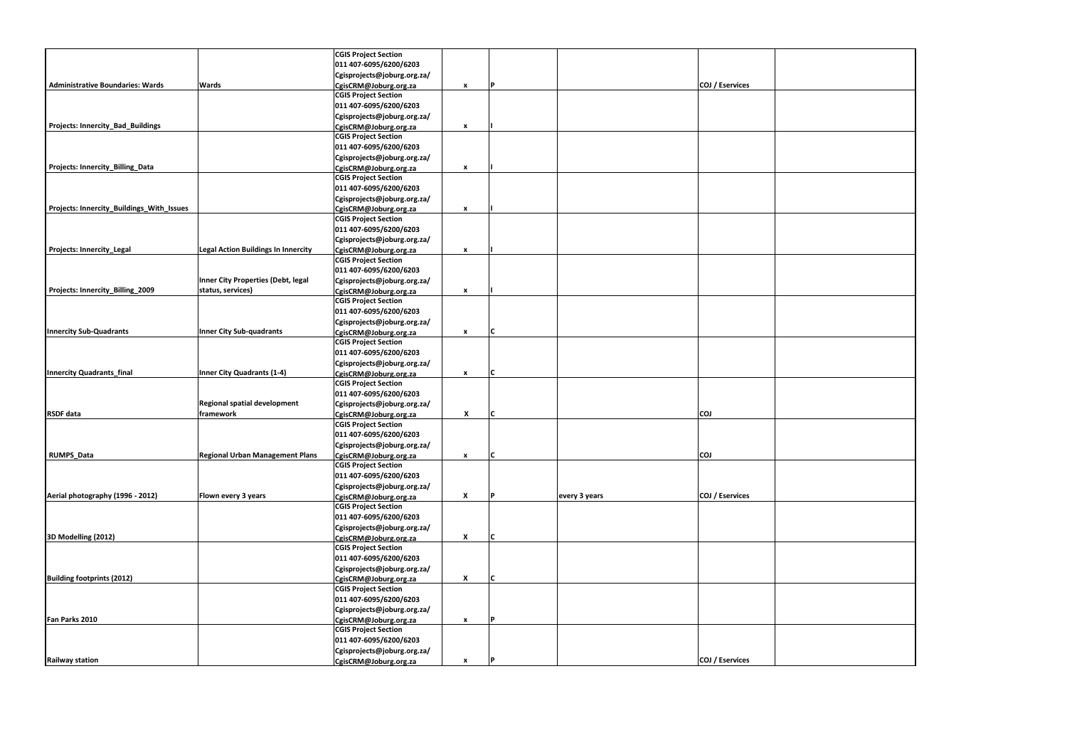| | | | | | | | |
|---|---|---|---|---|---|---|---|
| **Administrative Boundaries: Wards** | **Wards** | **CGIS Project Section 011 407-6095/6200/6203 Cgisprojects@joburg.org.za/ CgisCRM@Joburg.org.za** | **x** | **P** | | **COJ / Eservices** | |
| **Projects: Innercity_Bad_Buildings** | | **CGIS Project Section 011 407-6095/6200/6203 Cgisprojects@joburg.org.za/ CgisCRM@Joburg.org.za** | **x** | **I** | | | |
| **Projects: Innercity_Billing_Data** | | **CGIS Project Section 011 407-6095/6200/6203 Cgisprojects@joburg.org.za/ CgisCRM@Joburg.org.za** | **x** | **I** | | | |
| **Projects: Innercity_Buildings_With_Issues** | | **CGIS Project Section 011 407-6095/6200/6203 Cgisprojects@joburg.org.za/ CgisCRM@Joburg.org.za** | **x** | **I** | | | |
| **Projects: Innercity_Legal** | **Legal Action Buildings In Innercity** | **CGIS Project Section 011 407-6095/6200/6203 Cgisprojects@joburg.org.za/ CgisCRM@Joburg.org.za** | **x** | **I** | | | |
| **Projects: Innercity_Billing_2009** | **Inner City Properties (Debt, legal status, services)** | **CGIS Project Section 011 407-6095/6200/6203 Cgisprojects@joburg.org.za/ CgisCRM@Joburg.org.za** | **x** | **I** | | | |
| **Innercity Sub-Quadrants** | **Inner City Sub-quadrants** | **CGIS Project Section 011 407-6095/6200/6203 Cgisprojects@joburg.org.za/ CgisCRM@Joburg.org.za** | **x** | **C** | | | |
| **Innercity Quadrants_final** | **Inner City Quadrants (1-4)** | **CGIS Project Section 011 407-6095/6200/6203 Cgisprojects@joburg.org.za/ CgisCRM@Joburg.org.za** | **x** | **C** | | | |
| **RSDF data** | **Regional spatial development framework** | **CGIS Project Section 011 407-6095/6200/6203 Cgisprojects@joburg.org.za/ CgisCRM@Joburg.org.za** | **X** | **C** | | **COJ** | |
| **RUMPS_Data** | **Regional Urban Management Plans** | **CGIS Project Section 011 407-6095/6200/6203 Cgisprojects@joburg.org.za/ CgisCRM@Joburg.org.za** | **x** | **C** | | **COJ** | |
| **Aerial photography (1996 - 2012)** | **Flown every 3 years** | **CGIS Project Section 011 407-6095/6200/6203 Cgisprojects@joburg.org.za/ CgisCRM@Joburg.org.za** | **X** | **P** | **every 3 years** | **COJ / Eservices** | |
| **3D Modelling (2012)** | | **CGIS Project Section 011 407-6095/6200/6203 Cgisprojects@joburg.org.za/ CgisCRM@Joburg.org.za** | **X** | **C** | | | |
| **Building footprints (2012)** | | **CGIS Project Section 011 407-6095/6200/6203 Cgisprojects@joburg.org.za/ CgisCRM@Joburg.org.za** | **X** | **C** | | | |
| **Fan Parks 2010** | | **CGIS Project Section 011 407-6095/6200/6203 Cgisprojects@joburg.org.za/ CgisCRM@Joburg.org.za** | **x** | **P** | | | |
| **Railway station** | | **CGIS Project Section 011 407-6095/6200/6203 Cgisprojects@joburg.org.za/ CgisCRM@Joburg.org.za** | **x** | **P** | | **COJ / Eservices** | |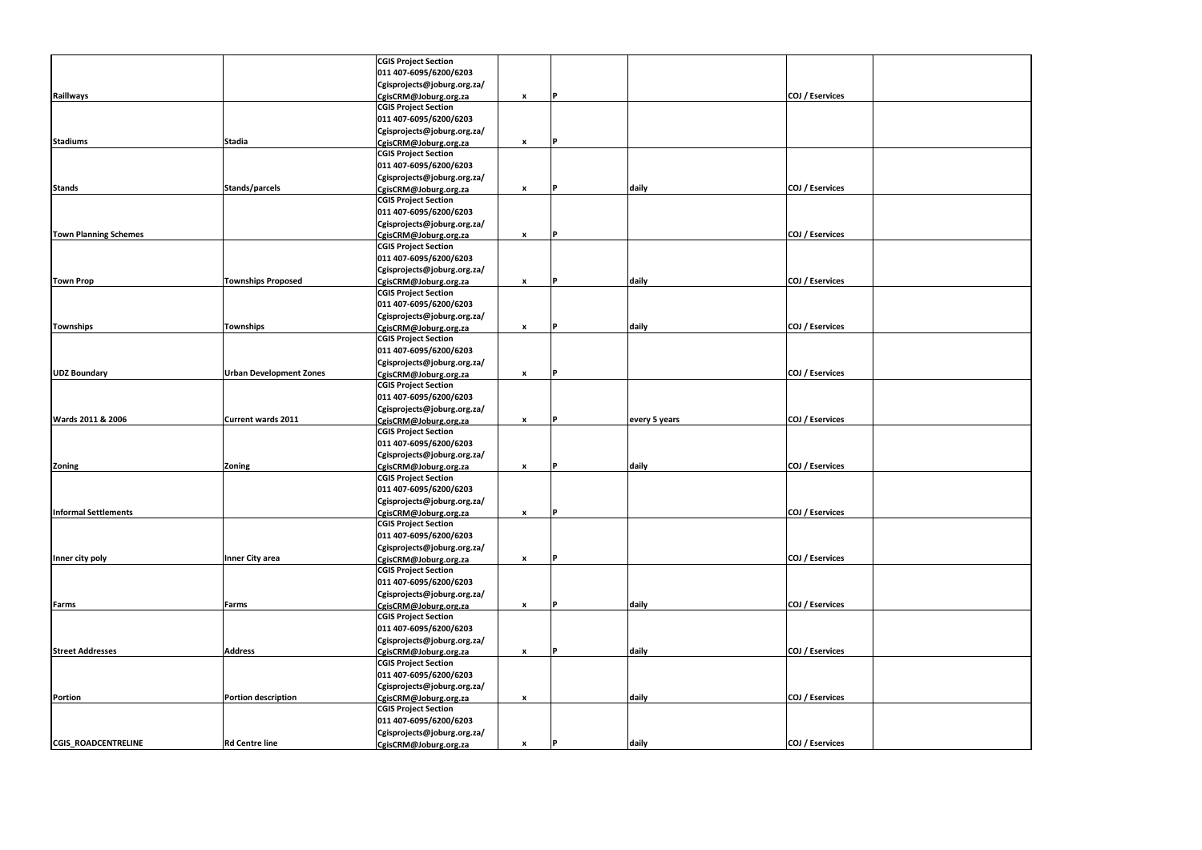|  |  |  |  |  |  |  |  |
|---|---|---|---|---|---|---|---|
| Raillways |  | CGIS Project Section 011 407-6095/6200/6203 Cgisprojects@joburg.org.za/ CgisCRM@Joburg.org.za | x | P |  | COJ / Eservices |  |
| Stadiums | Stadia | CGIS Project Section 011 407-6095/6200/6203 Cgisprojects@joburg.org.za/ CgisCRM@Joburg.org.za | x | P |  |  |  |
| Stands | Stands/parcels | CGIS Project Section 011 407-6095/6200/6203 Cgisprojects@joburg.org.za/ CgisCRM@Joburg.org.za | x | P | daily | COJ / Eservices |  |
| Town Planning Schemes |  | CGIS Project Section 011 407-6095/6200/6203 Cgisprojects@joburg.org.za/ CgisCRM@Joburg.org.za | x | P |  | COJ / Eservices |  |
| Town Prop | Townships Proposed | CGIS Project Section 011 407-6095/6200/6203 Cgisprojects@joburg.org.za/ CgisCRM@Joburg.org.za | x | P | daily | COJ / Eservices |  |
| Townships | Townships | CGIS Project Section 011 407-6095/6200/6203 Cgisprojects@joburg.org.za/ CgisCRM@Joburg.org.za | x | P | daily | COJ / Eservices |  |
| UDZ Boundary | Urban Development Zones | CGIS Project Section 011 407-6095/6200/6203 Cgisprojects@joburg.org.za/ CgisCRM@Joburg.org.za | x | P |  | COJ / Eservices |  |
| Wards 2011 & 2006 | Current wards 2011 | CGIS Project Section 011 407-6095/6200/6203 Cgisprojects@joburg.org.za/ CgisCRM@Joburg.org.za | x | P | every 5 years | COJ / Eservices |  |
| Zoning | Zoning | CGIS Project Section 011 407-6095/6200/6203 Cgisprojects@joburg.org.za/ CgisCRM@Joburg.org.za | x | P | daily | COJ / Eservices |  |
| Informal Settlements |  | CGIS Project Section 011 407-6095/6200/6203 Cgisprojects@joburg.org.za/ CgisCRM@Joburg.org.za | x | P |  | COJ / Eservices |  |
| Inner city poly | Inner City area | CGIS Project Section 011 407-6095/6200/6203 Cgisprojects@joburg.org.za/ CgisCRM@Joburg.org.za | x | P |  | COJ / Eservices |  |
| Farms | Farms | CGIS Project Section 011 407-6095/6200/6203 Cgisprojects@joburg.org.za/ CgisCRM@Joburg.org.za | x | P | daily | COJ / Eservices |  |
| Street Addresses | Address | CGIS Project Section 011 407-6095/6200/6203 Cgisprojects@joburg.org.za/ CgisCRM@Joburg.org.za | x | P | daily | COJ / Eservices |  |
| Portion | Portion description | CGIS Project Section 011 407-6095/6200/6203 Cgisprojects@joburg.org.za/ CgisCRM@Joburg.org.za | x |  | daily | COJ / Eservices |  |
| CGIS_ROADCENTRELINE | Rd Centre line | CGIS Project Section 011 407-6095/6200/6203 Cgisprojects@joburg.org.za/ CgisCRM@Joburg.org.za | x | P | daily | COJ / Eservices |  |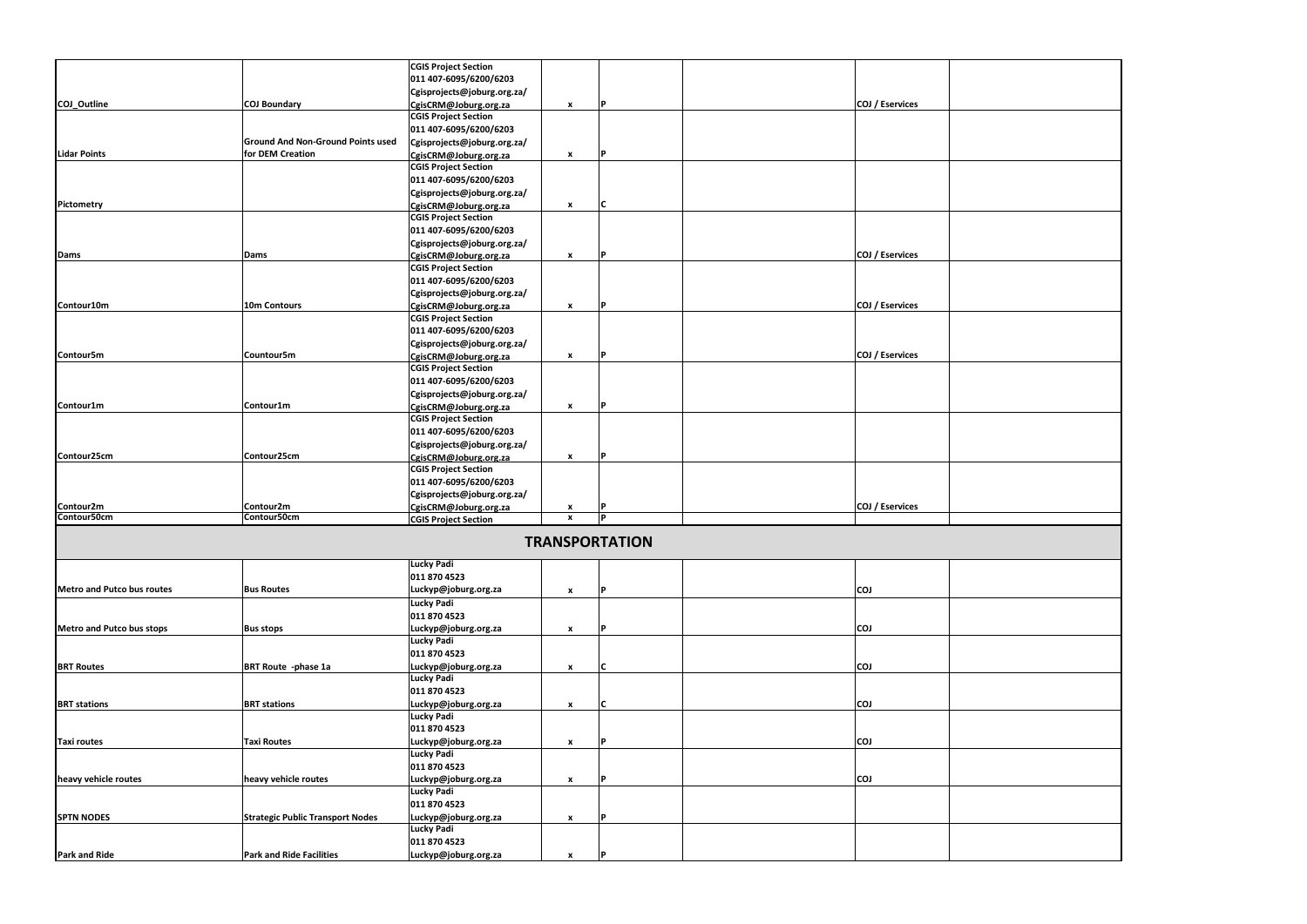| | | | | | | | |
|---|---|---|---|---|---|---|---|
| **COJ_Outline** | **COJ Boundary** | **CGIS Project Section 011 407-6095/6200/6203 Cgisprojects@joburg.org.za/ CgisCRM@Joburg.org.za** | **x** | **P** | | **COJ / Eservices** | |
| **Lidar Points** | **Ground And Non-Ground Points used for DEM Creation** | **CGIS Project Section 011 407-6095/6200/6203 Cgisprojects@joburg.org.za/ CgisCRM@Joburg.org.za** | **x** | **P** | | | |
| **Pictometry** | | **CGIS Project Section 011 407-6095/6200/6203 Cgisprojects@joburg.org.za/ CgisCRM@Joburg.org.za** | **x** | **C** | | | |
| **Dams** | **Dams** | **CGIS Project Section 011 407-6095/6200/6203 Cgisprojects@joburg.org.za/ CgisCRM@Joburg.org.za** | **x** | **P** | | **COJ / Eservices** | |
| **Contour10m** | **10m Contours** | **CGIS Project Section 011 407-6095/6200/6203 Cgisprojects@joburg.org.za/ CgisCRM@Joburg.org.za** | **x** | **P** | | **COJ / Eservices** | |
| **Contour5m** | **Countour5m** | **CGIS Project Section 011 407-6095/6200/6203 Cgisprojects@joburg.org.za/ CgisCRM@Joburg.org.za** | **x** | **P** | | **COJ / Eservices** | |
| **Contour1m** | **Contour1m** | **CGIS Project Section 011 407-6095/6200/6203 Cgisprojects@joburg.org.za/ CgisCRM@Joburg.org.za** | **x** | **P** | | | |
| **Contour25cm** | **Contour25cm** | **CGIS Project Section 011 407-6095/6200/6203 Cgisprojects@joburg.org.za/ CgisCRM@Joburg.org.za** | **x** | **P** | | | |
| **Contour2m** | **Contour2m** | **CGIS Project Section 011 407-6095/6200/6203 Cgisprojects@joburg.org.za/ CgisCRM@Joburg.org.za** | **x** | **P** | | **COJ / Eservices** | |
| **Contour50cm** | **Contour50cm** | **CGIS Project Section** | **x** | **P** | | | |
| **TRANSPORTATION** | | | | | | | |
| **Metro and Putco bus routes** | **Bus Routes** | **Lucky Padi 011 870 4523 Luckyp@joburg.org.za** | **x** | **P** | | **COJ** | |
| **Metro and Putco bus stops** | **Bus stops** | **Lucky Padi 011 870 4523 Luckyp@joburg.org.za** | **x** | **P** | | **COJ** | |
| **BRT Routes** | **BRT Route -phase 1a** | **Lucky Padi 011 870 4523 Luckyp@joburg.org.za** | **x** | **C** | | **COJ** | |
| **BRT stations** | **BRT stations** | **Lucky Padi 011 870 4523 Luckyp@joburg.org.za** | **x** | **C** | | **COJ** | |
| **Taxi routes** | **Taxi Routes** | **Lucky Padi 011 870 4523 Luckyp@joburg.org.za** | **x** | **P** | | **COJ** | |
| **heavy vehicle routes** | **heavy vehicle routes** | **Lucky Padi 011 870 4523 Luckyp@joburg.org.za** | **x** | **P** | | **COJ** | |
| **SPTN NODES** | **Strategic Public Transport Nodes** | **Lucky Padi 011 870 4523 Luckyp@joburg.org.za** | **x** | **P** | | | |
| **Park and Ride** | **Park and Ride Facilities** | **Lucky Padi 011 870 4523 Luckyp@joburg.org.za** | **x** | **P** | | | |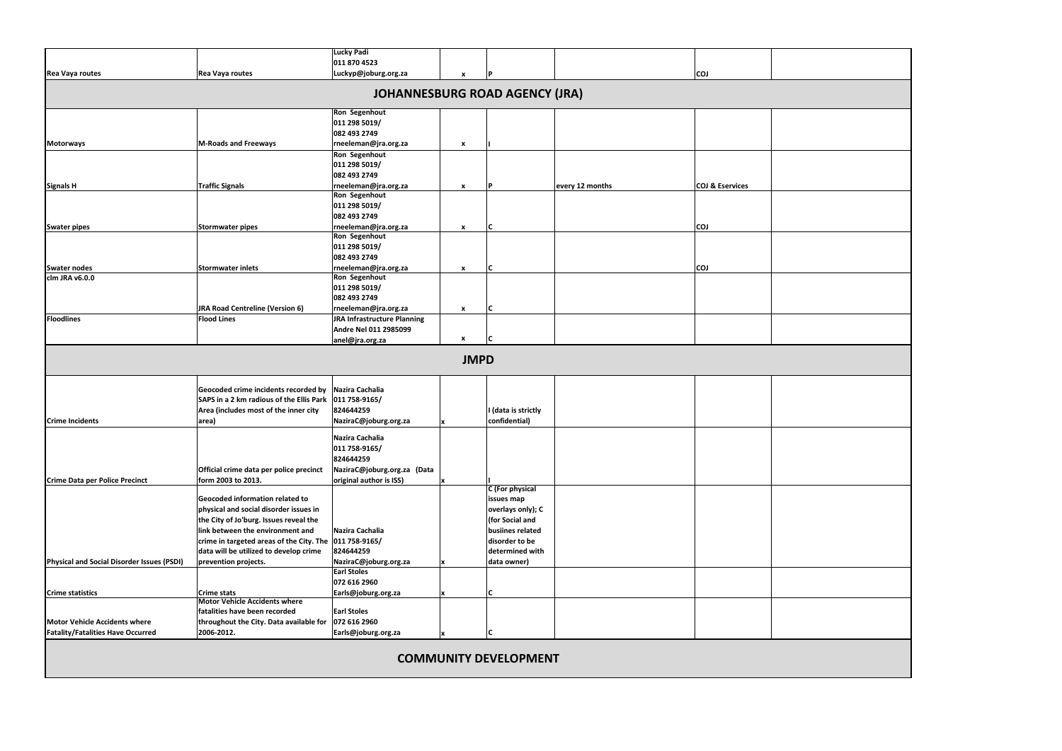| | | | | | | | |
|---|---|---|---|---|---|---|---|
| **Rea Vaya routes** | **Rea Vaya routes** | **Lucky Padi 011 870 4523 Luckyp@joburg.org.za** | **x** | **P** | | **COJ** | |

## JOHANNESBURG ROAD AGENCY (JRA)

| | | | | | | | |
|---|---|---|---|---|---|---|---|
| **Motorways** | **M-Roads and Freeways** | **Ron Segenhout 011 298 5019/ 082 493 2749 rneeleman@jra.org.za** | **x** | **I** | | | |
| **Signals H** | **Traffic Signals** | **Ron Segenhout 011 298 5019/ 082 493 2749 rneeleman@jra.org.za** | **x** | **P** | **every 12 months** | **COJ & Eservices** | |
| **Swater pipes** | **Stormwater pipes** | **Ron Segenhout 011 298 5019/ 082 493 2749 rneeleman@jra.org.za** | **x** | **C** | | **COJ** | |
| **Swater nodes** | **Stormwater inlets** | **Ron Segenhout 011 298 5019/ 082 493 2749 rneeleman@jra.org.za** | **x** | **C** | | **COJ** | |
| **clm JRA v6.0.0** | **JRA Road Centreline (Version 6)** | **Ron Segenhout 011 298 5019/ 082 493 2749 rneeleman@jra.org.za** | **x** | **C** | | | |
| **Floodlines** | **Flood Lines** | **JRA Infrastructure Planning Andre Nel 011 2985099 anel@jra.org.za** | **x** | **C** | | | |

## JMPD

| | | | | | | | |
|---|---|---|---|---|---|---|---|
| **Crime Incidents** | **Geocoded crime incidents recorded by SAPS in a 2 km radious of the Ellis Park Area (includes most of the inner city area)** | **Nazira Cachalia 011 758-9165/ 824644259 NaziraC@joburg.org.za** | **x** | **I (data is strictly confidential)** | | | |
| **Crime Data per Police Precinct** | **Official crime data per police precinct form 2003 to 2013.** | **Nazira Cachalia 011 758-9165/ 824644259 NaziraC@joburg.org.za (Data original author is ISS)** | **x** | **I** | | | |
| **Physical and Social Disorder Issues (PSDI)** | **Geocoded information related to physical and social disorder issues in the City of Jo'burg. Issues reveal the link between the environment and crime in targeted areas of the City. The data will be utilized to develop crime prevention projects.** | **Nazira Cachalia 011 758-9165/ 824644259 NaziraC@joburg.org.za** | **x** | **C (For physical issues map overlays only); C (for Social and busiines related disorder to be determined with data owner)** | | | |
| **Crime statistics** | **Crime stats** | **Earl Stoles 072 616 2960 Earls@joburg.org.za** | **x** | **C** | | | |
| **Motor Vehicle Accidents where Fatality/Fatalities Have Occurred** | **Motor Vehicle Accidents where fatalities have been recorded throughout the City. Data available for 2006-2012.** | **Earl Stoles 072 616 2960 Earls@joburg.org.za** | **x** | **C** | | | |

## COMMUNITY DEVELOPMENT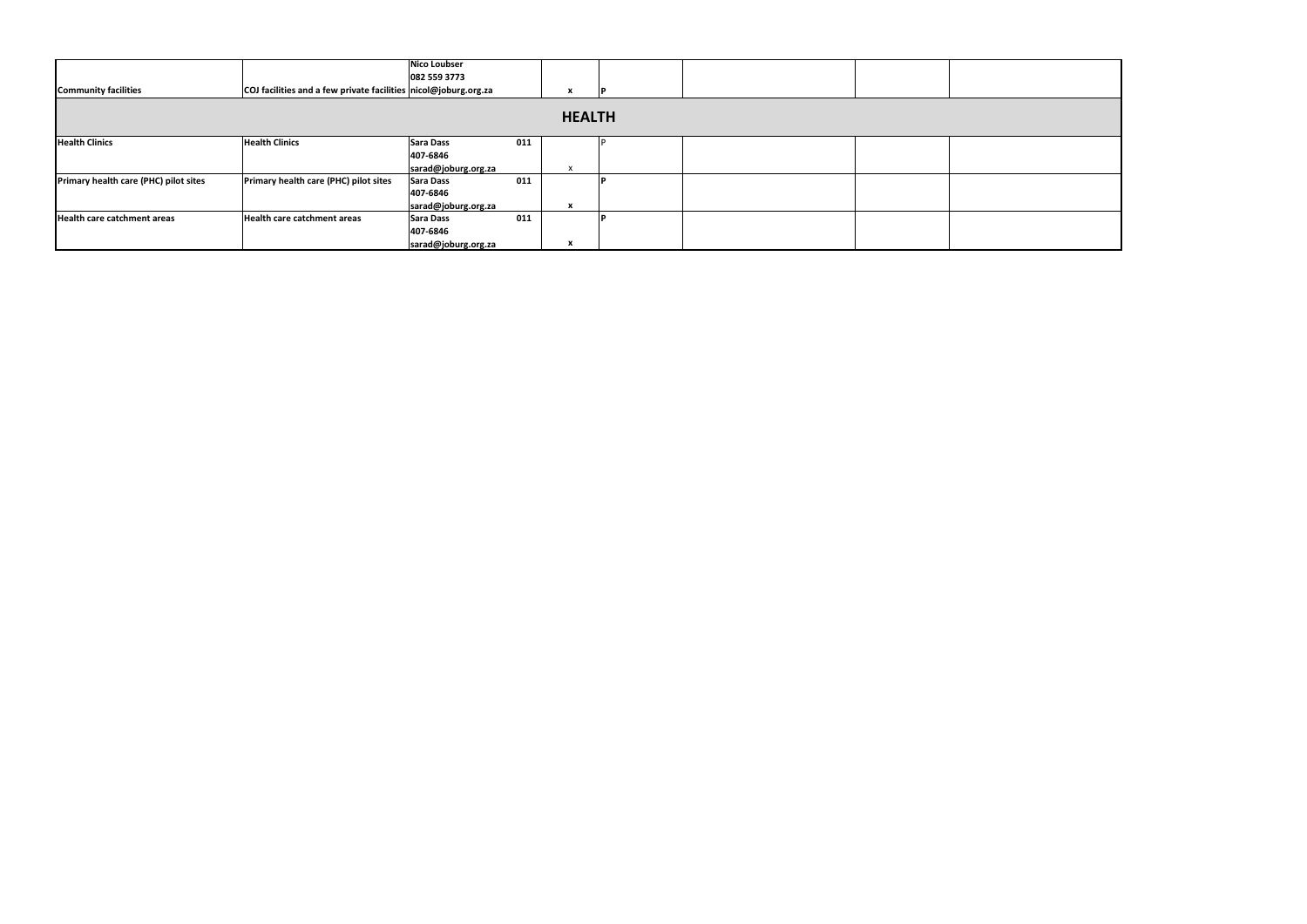| | | | | | | | |
|---|---|---|---|---|---|---|---|
| **Community facilities** | **COJ facilities and a few private facilities** | **Nico Loubser 082 559 3773 nicol@joburg.org.za** | **x** | **P** | | | |
| | | | **HEALTH** | | | | |
| **Health Clinics** | **Health Clinics** | **Sara Dass 011 407-6846 sarad@joburg.org.za** | x | P | | | |
| **Primary health care (PHC) pilot sites** | **Primary health care (PHC) pilot sites** | **Sara Dass 011 407-6846 sarad@joburg.org.za** | **x** | **P** | | | |
| **Health care catchment areas** | **Health care catchment areas** | **Sara Dass 011 407-6846 sarad@joburg.org.za** | **x** | **P** | | | |